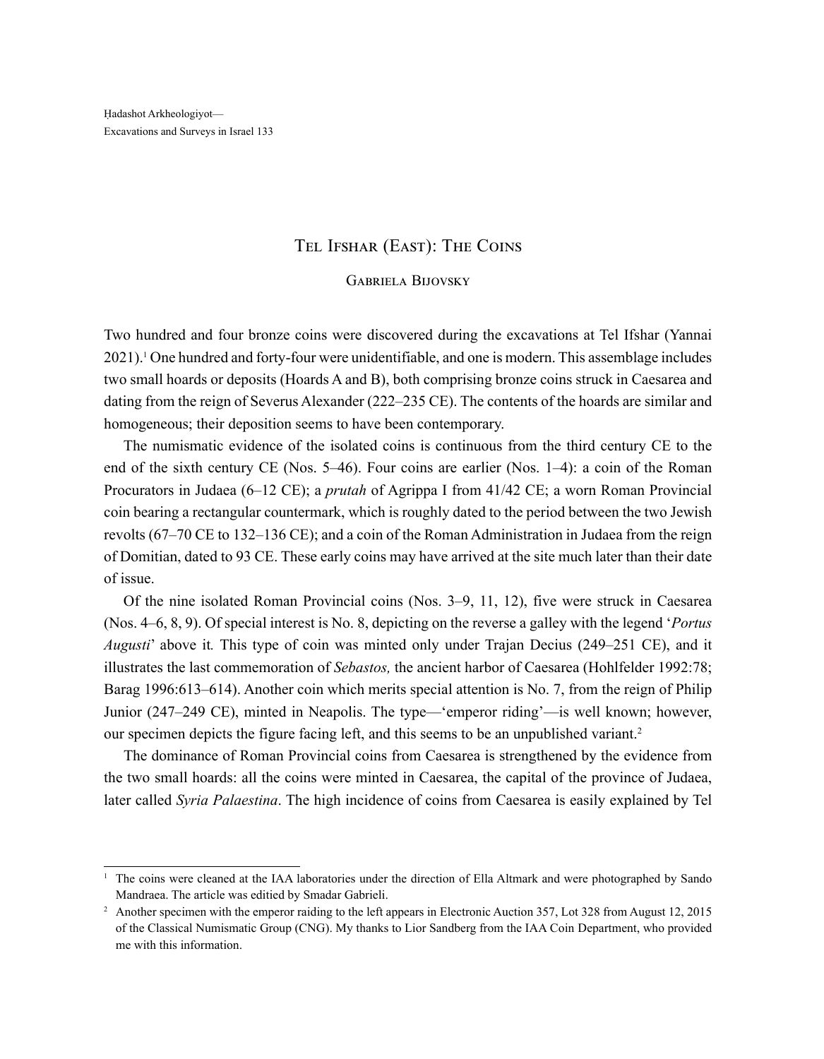Ḥadashot Arkheologiyot—
Excavations and Surveys in Israel 133

# Tel Ifshar (East): The Coins

## Gabriela Bijovsky

Two hundred and four bronze coins were discovered during the excavations at Tel Ifshar (Yannai 2021).[1] One hundred and forty-four were unidentifiable, and one is modern. This assemblage includes two small hoards or deposits (Hoards A and B), both comprising bronze coins struck in Caesarea and dating from the reign of Severus Alexander (222–235 CE). The contents of the hoards are similar and homogeneous; their deposition seems to have been contemporary.

The numismatic evidence of the isolated coins is continuous from the third century CE to the end of the sixth century CE (Nos. 5–46). Four coins are earlier (Nos. 1–4): a coin of the Roman Procurators in Judaea (6–12 CE); a *prutah* of Agrippa I from 41/42 CE; a worn Roman Provincial coin bearing a rectangular countermark, which is roughly dated to the period between the two Jewish revolts (67–70 CE to 132–136 CE); and a coin of the Roman Administration in Judaea from the reign of Domitian, dated to 93 CE. These early coins may have arrived at the site much later than their date of issue.

Of the nine isolated Roman Provincial coins (Nos. 3–9, 11, 12), five were struck in Caesarea (Nos. 4–6, 8, 9). Of special interest is No. 8, depicting on the reverse a galley with the legend '*Portus Augusti*' above it. This type of coin was minted only under Trajan Decius (249–251 CE), and it illustrates the last commemoration of *Sebastos,* the ancient harbor of Caesarea (Hohlfelder 1992:78; Barag 1996:613–614). Another coin which merits special attention is No. 7, from the reign of Philip Junior (247–249 CE), minted in Neapolis. The type—'emperor riding'—is well known; however, our specimen depicts the figure facing left, and this seems to be an unpublished variant.[2]

The dominance of Roman Provincial coins from Caesarea is strengthened by the evidence from the two small hoards: all the coins were minted in Caesarea, the capital of the province of Judaea, later called *Syria Palaestina*. The high incidence of coins from Caesarea is easily explained by Tel

---

[1] The coins were cleaned at the IAA laboratories under the direction of Ella Altmark and were photographed by Sando Mandraea. The article was editied by Smadar Gabrieli.

[2] Another specimen with the emperor raiding to the left appears in Electronic Auction 357, Lot 328 from August 12, 2015 of the Classical Numismatic Group (CNG). My thanks to Lior Sandberg from the IAA Coin Department, who provided me with this information.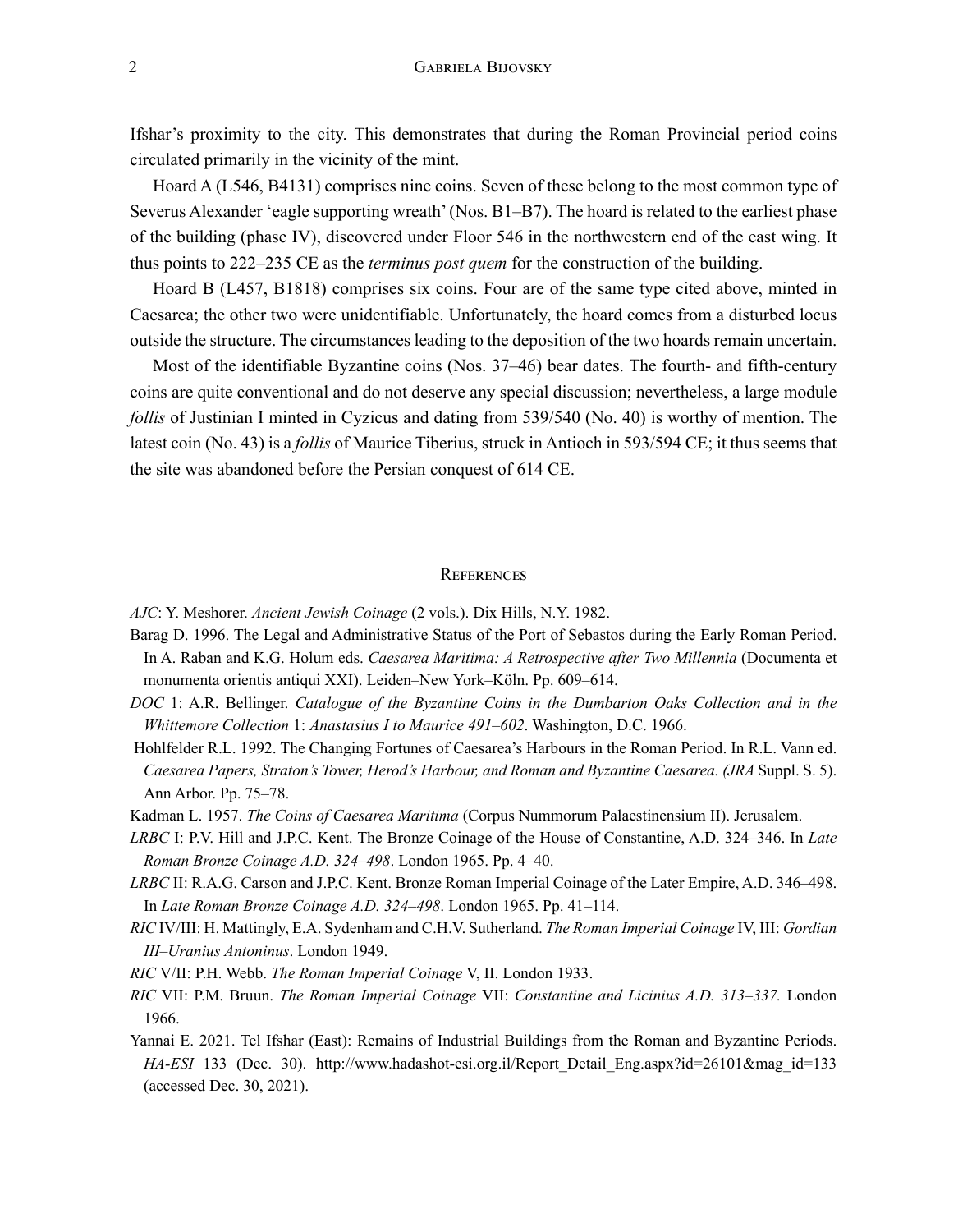Ifshar's proximity to the city. This demonstrates that during the Roman Provincial period coins circulated primarily in the vicinity of the mint.

Hoard A (L546, B4131) comprises nine coins. Seven of these belong to the most common type of Severus Alexander 'eagle supporting wreath' (Nos. B1–B7). The hoard is related to the earliest phase of the building (phase IV), discovered under Floor 546 in the northwestern end of the east wing. It thus points to 222–235 CE as the *terminus post quem* for the construction of the building.

Hoard B (L457, B1818) comprises six coins. Four are of the same type cited above, minted in Caesarea; the other two were unidentifiable. Unfortunately, the hoard comes from a disturbed locus outside the structure. The circumstances leading to the deposition of the two hoards remain uncertain.

Most of the identifiable Byzantine coins (Nos. 37–46) bear dates. The fourth- and fifth-century coins are quite conventional and do not deserve any special discussion; nevertheless, a large module *follis* of Justinian I minted in Cyzicus and dating from 539/540 (No. 40) is worthy of mention. The latest coin (No. 43) is a *follis* of Maurice Tiberius, struck in Antioch in 593/594 CE; it thus seems that the site was abandoned before the Persian conquest of 614 CE.

## References

*AJC*: Y. Meshorer. *Ancient Jewish Coinage* (2 vols.). Dix Hills, N.Y. 1982.

Barag D. 1996. The Legal and Administrative Status of the Port of Sebastos during the Early Roman Period. In A. Raban and K.G. Holum eds. *Caesarea Maritima: A Retrospective after Two Millennia* (Documenta et monumenta orientis antiqui XXI). Leiden–New York–Köln. Pp. 609–614.

*DOC* 1: A.R. Bellinger. *Catalogue of the Byzantine Coins in the Dumbarton Oaks Collection and in the Whittemore Collection* 1: *Anastasius I to Maurice 491–602*. Washington, D.C. 1966.

Hohlfelder R.L. 1992. The Changing Fortunes of Caesarea's Harbours in the Roman Period. In R.L. Vann ed. *Caesarea Papers, Straton's Tower, Herod's Harbour, and Roman and Byzantine Caesarea. (JRA* Suppl. S. 5). Ann Arbor. Pp. 75–78.

Kadman L. 1957. *The Coins of Caesarea Maritima* (Corpus Nummorum Palaestinensium II). Jerusalem.

*LRBC* I: P.V. Hill and J.P.C. Kent. The Bronze Coinage of the House of Constantine, A.D. 324–346. In *Late Roman Bronze Coinage A.D. 324–498*. London 1965. Pp. 4–40.

*LRBC* II: R.A.G. Carson and J.P.C. Kent. Bronze Roman Imperial Coinage of the Later Empire, A.D. 346–498. In *Late Roman Bronze Coinage A.D. 324–498*. London 1965. Pp. 41–114.

*RIC* IV/III: H. Mattingly, E.A. Sydenham and C.H.V. Sutherland. *The Roman Imperial Coinage* IV, III: *Gordian III–Uranius Antoninus*. London 1949.

*RIC* V/II: P.H. Webb. *The Roman Imperial Coinage* V, II. London 1933.

*RIC* VII: P.M. Bruun. *The Roman Imperial Coinage* VII: *Constantine and Licinius A.D. 313–337.* London 1966.

Yannai E. 2021. Tel Ifshar (East): Remains of Industrial Buildings from the Roman and Byzantine Periods. *HA-ESI* 133 (Dec. 30). http://www.hadashot-esi.org.il/Report_Detail_Eng.aspx?id=26101&mag_id=133 (accessed Dec. 30, 2021).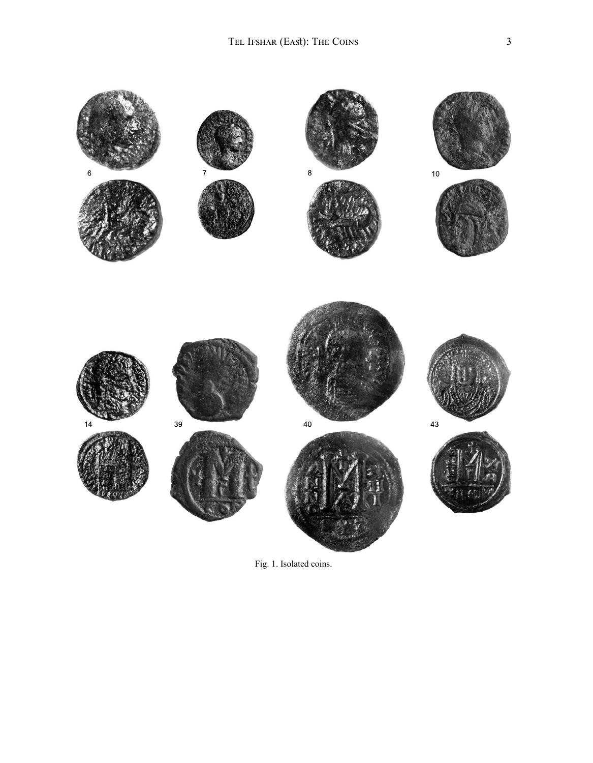6

7

8

10

14

39

40

43

Fig. 1. Isolated coins.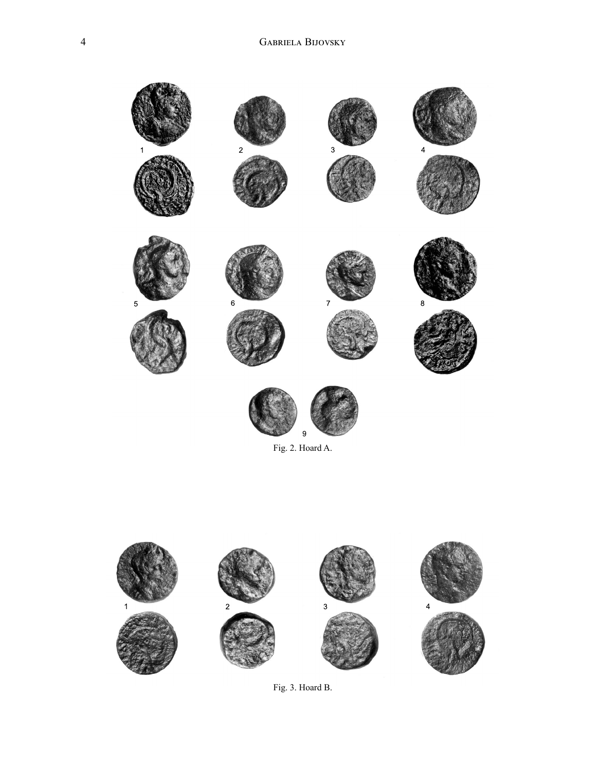1 2 3 4

5 6 7 8

9

Fig. 2. Hoard A.

1 2 3 4

Fig. 3. Hoard B.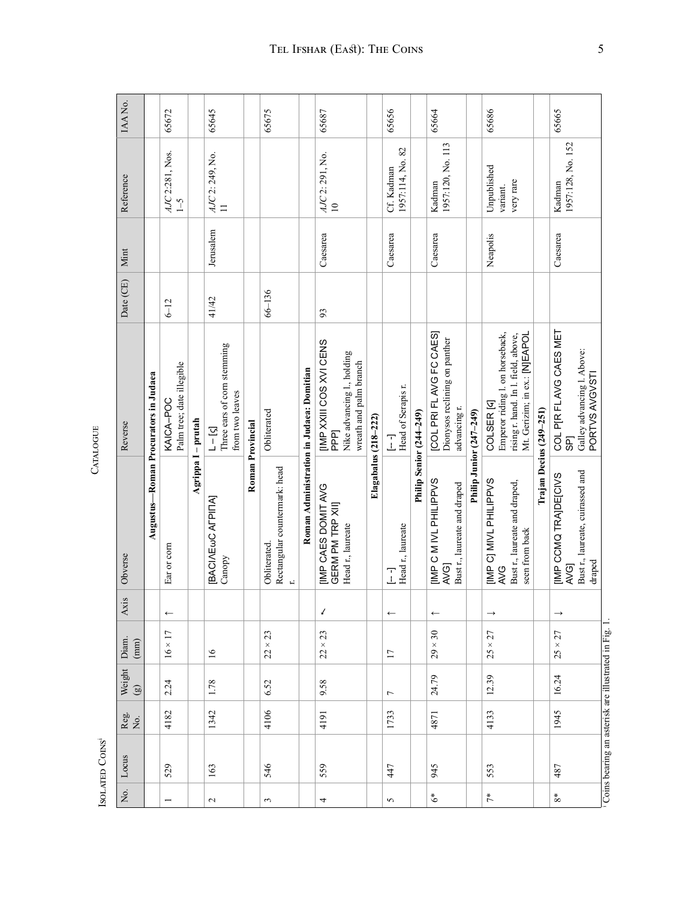## Catalogue

### Isolated Coins[i]

| No. | Locus | Reg. No. | Weight (g) | Diam. (mm) | Axis | Obverse | Reverse | Date (CE) | Mint | Reference | IAA No. |
|---|---|---|---|---|---|---|---|---|---|---|---|
| | | | | | | **Augustus—Roman Procurators in Judaea** | | | | | |
| 1 | 529 | 4182 | 2.24 | 16 × 17 | ↑ | Ear or corn | KAICA–POC Palm tree; date illegible | 6–12 | | *AJC* 2:281, Nos. 1–5 | 65672 |
| | | | | | | **Agrippa I – prutah** | | | | | |
| 2 | 163 | 1342 | 1.78 | 16 | | [BACIΛEωC AΓPIΠA] Canopy | L – [ς] Three ears of corn stemming from two leaves | 41/42 | Jerusalem | *AJC* 2: 249, No. 11 | 65645 |
| | | | | | | **Roman Provincial** | | | | | |
| 3 | 546 | 4106 | 6.52 | 22 × 23 | | Obliterated. Rectangular countermark: head r. | Obliterated | 66–136 | | | 65675 |
| | | | | | | **Roman Administration in Judaea: Domitian** | | | | | |
| 4 | 559 | 4191 | 9.58 | 22 × 23 | ↗ | [IMP CAES DOMIT AVG GERM PM TRP XII] Head r., laureate | [IMP XXIII COS XVI CENS PPP] Nike advancing l., holding wreath and palm branch | 93 | Caesarea | *AJC* 2: 291, No. 10 | 65687 |
| | | | | | | **Elagabalus (218–222)** | | | | | |
| 5 | 447 | 1733 | 7 | 17 | ↑ | [- -] Head r., laureate | [- -] Head of Serapis r. | | Caesarea | Cf. Kadman 1957:114, No. 82 | 65656 |
| | | | | | | **Philip Senior (244–249)** | | | | | |
| 6* | 945 | 4871 | 24.79 | 29 × 30 | ↑ | [IMP C M IVL PHILIPPVS AVG] Bust r., laureate and draped | [COL PRI FL AVG FC CAES] Dionysos reclining on panther advancing r. | | Caesarea | Kadman 1957:120, No. 113 | 65664 |
| | | | | | | **Philip Junior (247–249)** | | | | | |
| 7* | 553 | 4133 | 12.39 | 25 × 27 | ↓ | [IMP C] MIVL PHILIPPVS AVG Bust r., laureate and draped, seen from back | COLSER [ς] Emperor riding l. on horseback, rising r. hand. In l. field, above, Mt. Gerizim; in ex.: [N]EAPOL | | Neapolis | Unpublished variant, very rare | 65686 |
| | | | | | | **Trajan Decius (249–251)** | | | | | |
| 8* | 487 | 1945 | 16.24 | 25 × 27 | ↓ | [IMP CCMQ TRA]DE[CIVS AVG] Bust r., laureate, cuirassed and draped | COL P[R FL AVG CAES MET SP] Galley advancing l. Above: PORTVS AVGVSTI | | Caesarea | Kadman 1957:128, No. 152 | 65665 |

[i] Coins bearing an asterisk are illustrated in Fig. 1.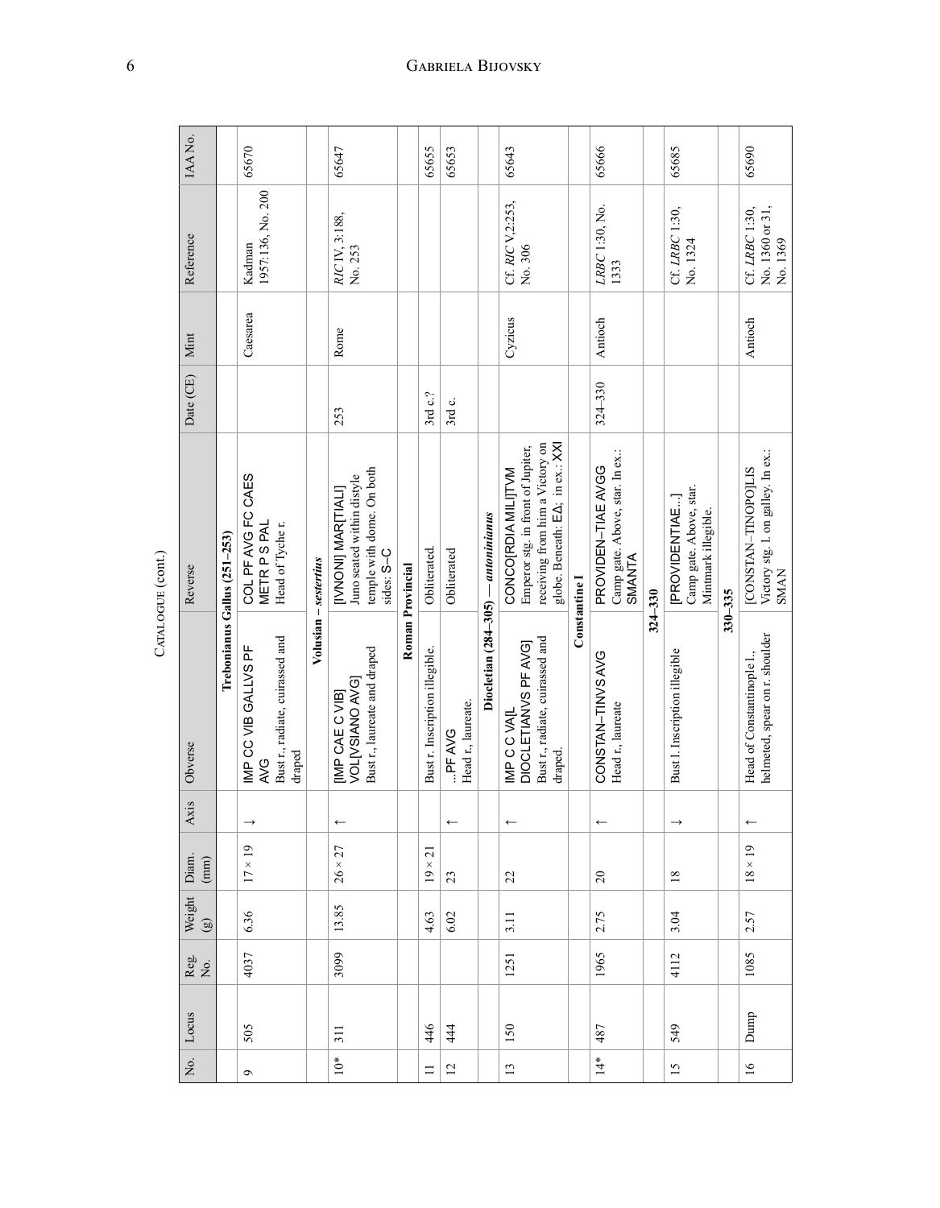Catalogue (cont.)

| No. | Locus | Reg. No. | Weight (g) | Diam. (mm) | Axis | Obverse | Reverse | Date (CE) | Mint | Reference | IAA No. |
|---|---|---|---|---|---|---|---|---|---|---|---|
| | | | | | | **Trebonianus Gallus (251–253)** | | | | | |
| 9 | 505 | 4037 | 6.36 | 17 × 19 | ↓ | IMP CC VIB GALLVS PF AVG Bust r., radiate, cuirassed and draped | COL PF AVG FC CAES METR P S PAL Head of Tyche r. | | Caesarea | Kadman 1957:136, No. 200 | 65670 |
| | | | | | | **Volusian – *sestertius*** | | | | | |
| 10* | 311 | 3099 | 13.85 | 26 × 27 | ↑ | [IMP CAE C VIB] VOL[VSIANO AVG] Bust r., laureate and draped | [IVNONI] MAR[TIALI] Juno seated within distyle temple with dome. On both sides: S–C | 253 | Rome | *RIC* IV, 3:188, No. 253 | 65647 |
| | | | | | | **Roman Provincial** | | | | | |
| 11 | 446 | | 4.63 | 19 × 21 | | Bust r. Inscription illegible. | Obliterated. | 3rd c.? | | | 65655 |
| 12 | 444 | | 6.02 | 23 | ↑ | ...PF AVG Head r., laureate. | Obliterated | 3rd c. | | | 65653 |
| | | | | | | **Diocletian (284–305) — *antoninianus*** | | | | | |
| 13 | 150 | 1251 | 3.11 | 22 | ↑ | IMP C C VA[L DIOCLETIANVS PF AVG] Bust r., radiate, cuirassed and draped. | CONCO[RDIA MILI]TVM Emperor stg. in front of Jupiter, receiving from him a Victory on globe. Beneath: ЄΔ; in ex.: XXI | | Cyzicus | Cf. *RIC* V,2:253, No. 306 | 65643 |
| | | | | | | **Constantine I** | | | | | |
| 14* | 487 | 1965 | 2.75 | 20 | ↑ | CONSTAN–TINVS AVG Head r., laureate | PROVIDEN–TIAE AVGG Camp gate. Above, star. In ex.: SMANTA | 324–330 | Antioch | *LRBC* 1:30, No. 1333 | 65666 |
| | | | | | | **324–330** | | | | | |
| 15 | 549 | 4112 | 3.04 | 18 | ↓ | Bust l. Inscription illegible | [PROVIDENTIAE...] Camp gate. Above, star. Mintmark illegible. | | | Cf. *LRBC* 1:30, No. 1324 | 65685 |
| | | | | | | **330–335** | | | | | |
| 16 | Dump | 1085 | 2.57 | 18 × 19 | ↑ | Head of Constantinople l., helmeted, spear on r. shoulder | [CONSTAN–TINOPO]LIS Victory stg. l. on galley. In ex.: SMAN | | Antioch | Cf. *LRBC* 1:30, No. 1360 or 31, No. 1369 | 65690 |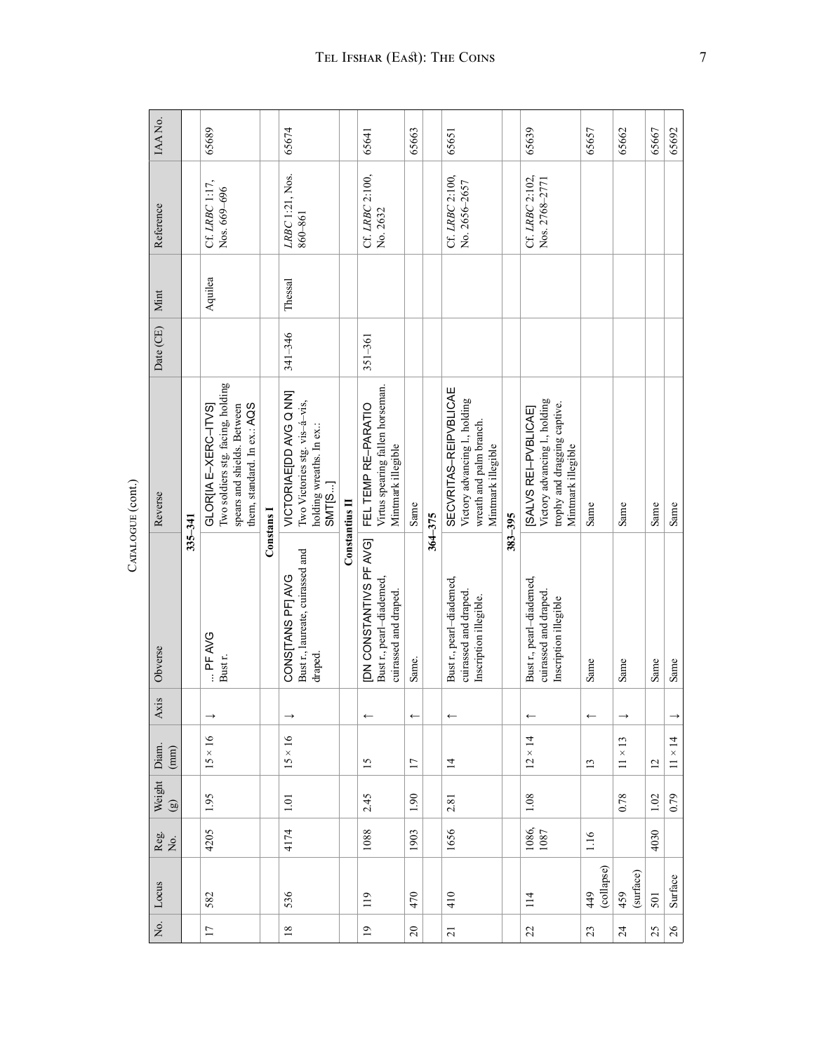# Catalogue (cont.)

| No. | Locus | Reg. No. | Weight (g) | Diam. (mm) | Axis | Obverse | Reverse | Date (CE) | Mint | Reference | IAA No. |
|---|---|---|---|---|---|---|---|---|---|---|---|
| | | | | | | | **335–341** | | | | |
| 17 | 582 | 4205 | 1.95 | 15 × 16 | ← | ... PF AVG<br>Bust r. | GLOR[IA E–XERC–ITVS]<br>Two soldiers stg. facing, holding spears and shields. Between them, standard. In ex.: AQS | | Aquilea | Cf. *LRBC* 1:17, Nos. 669–696 | 65689 |
| | | | | | | | **Constans I** | | | | |
| 18 | 536 | 4174 | 1.01 | 15 × 16 | ← | CONS[TANS PF] AVG<br>Bust r., laureate, cuirassed and draped. | VICTORIAE[DD AVG Q NN]<br>Two Victories stg. vis–á–vis, holding wreaths. In ex.: SMT[S...] | 341–346 | Thessal | *LRBC* 1:21, Nos. 860–861 | 65674 |
| | | | | | | | **Constantius II** | | | | |
| 19 | 119 | 1088 | 2.45 | 15 | → | [DN CONSTANTIVS PF AVG]<br>Bust r., pearl–diademed, cuirassed and draped. | FEL TEMP RE–PARATIO<br>Virtus spearing fallen horseman. Mintmark illegible | 351–361 | | Cf. *LRBC* 2:100, No. 2632 | 65641 |
| 20 | 470 | 1903 | 1.90 | 17 | → | Same. | Same | | | | 65663 |
| | | | | | | | **364–375** | | | | |
| 21 | 410 | 1656 | 2.81 | 14 | → | Bust r., pearl–diademed, cuirassed and draped. Inscription illegible. | SECVRITAS–REIPVBLICAE<br>Victory advancing l., holding wreath and palm branch. Mintmark illegible | | | Cf. *LRBC* 2:100, No. 2656–2657 | 65651 |
| | | | | | | | **383–395** | | | | |
| 22 | 114 | 1086, 1087 | 1.08 | 12 × 14 | → | Bust r., pearl–diademed, cuirassed and draped. Inscription illegible | [SALVS REI–PVBLICAE]<br>Victory advancing l., holding trophy and dragging captive. Mintmark illegible | | | Cf. *LRBC* 2:102, Nos. 2768–2771 | 65639 |
| 23 | 449 (collapse) | 1.16 | | 13 | → | Same | Same | | | | 65657 |
| 24 | 459 (surface) | | 0.78 | 11 × 13 | ← | Same | Same | | | | 65662 |
| 25 | 501 | 4030 | 1.02 | 12 | | Same | Same | | | | 65667 |
| 26 | Surface | | 0.79 | 11 × 14 | ← | Same | Same | | | | 65692 |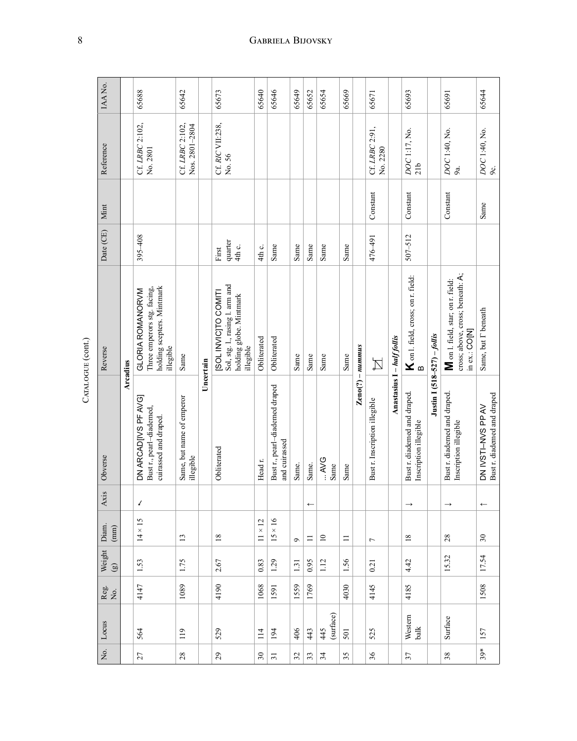CATALOGUE (cont.)

| No. | Locus | Reg. No. | Weight (g) | Diam. (mm) | Axis | Obverse | Reverse | Date (CE) | Mint | Reference | IAA No. |
|---|---|---|---|---|---|---|---|---|---|---|---|
| | | | | | | **Arcadius** | | | | | |
| 27 | 564 | 4147 | 1.53 | 14 × 15 | ↙ | DN ARCAD[IVS PF AVG] Bust r., pearl–diademed, cuirassed and draped. | GLORIA ROMANORVM Three emperors stg. facing, holding scepters. Mintmark illegible | 395–408 | | Cf. *LRBC* 2:102, No. 2801 | 65688 |
| 28 | 119 | 1089 | 1.75 | 13 | | Same, but name of emperor illegible | Same | | | Cf. *LRBC* 2:102, Nos. 2801–2804 | 65642 |
| | | | | | | **Uncertain** | | | | | |
| 29 | 529 | 4190 | 2.67 | 18 | | Obliterated | [SOL INVIC]TO COMITI Sol, stg. l., rasing l. arm and holding globe. Mintmark illegible | First quarter 4th c. | | Cf. *RIC* VII:238, No. 56 | 65673 |
| 30 | 114 | 1068 | 0.83 | 11 × 12 | | Head r. | Obliterated | 4th c. | | | 65640 |
| 31 | 194 | 1591 | 1.29 | 15 × 16 | | Bust r., pearl–diademed draped and cuirassed | Obliterated | Same | | | 65646 |
| 32 | 406 | 1559 | 1.31 | 9 | | Same. | Same | Same | | | 65649 |
| 33 | 443 | 1769 | 0.95 | 11 | ↑ | Same. | Same | Same | | | 65652 |
| 34 | 445 (surface) | | 1.12 | 10 | | ... AVG Same | Same | Same | | | 65654 |
| 35 | 501 | 4030 | 1.56 | 11 | | Same | Same | Same | | | 65669 |
| | | | | | | **Zeno(?)** – *nummus* | | | | | |
| 36 | 525 | 4145 | 0.21 | 7 | | Bust r. Inscription illegible | ⊠ | 476–491 | Constant | Cf. *LRBC* 2:91, No. 2280 | 65671 |
| | | | | | | **Anastasius I** – *half follis* | | | | | |
| 37 | Western balk | 4185 | 4.42 | 18 | ↓ | Bust r. diademed and draped. Inscription illegible | **K** on l. field, cross; on r. field: B | 507–512 | Constant | *DOC* 1:17, No. 21b | 65693 |
| | | | | | | **Justin I (518–527)** – *follis* | | | | | |
| 38 | Surface | | 15.32 | 28 | ↓ | Bust r. diademed and draped. Inscription illegible | **M** on l. field, star; on r. field: cross; above, cross; beneath: A; in ex.: CO[N] | | Constant | *DOC* 1:40, No. 9a. | 65691 |
| 39* | 157 | 1508 | 17.54 | 30 | ↑ | DN IVSTI–NVS PP AV Bust r. diademed and draped | Same, but Γ beneath | | Same | *DOC* 1:40, No. 9c. | 65644 |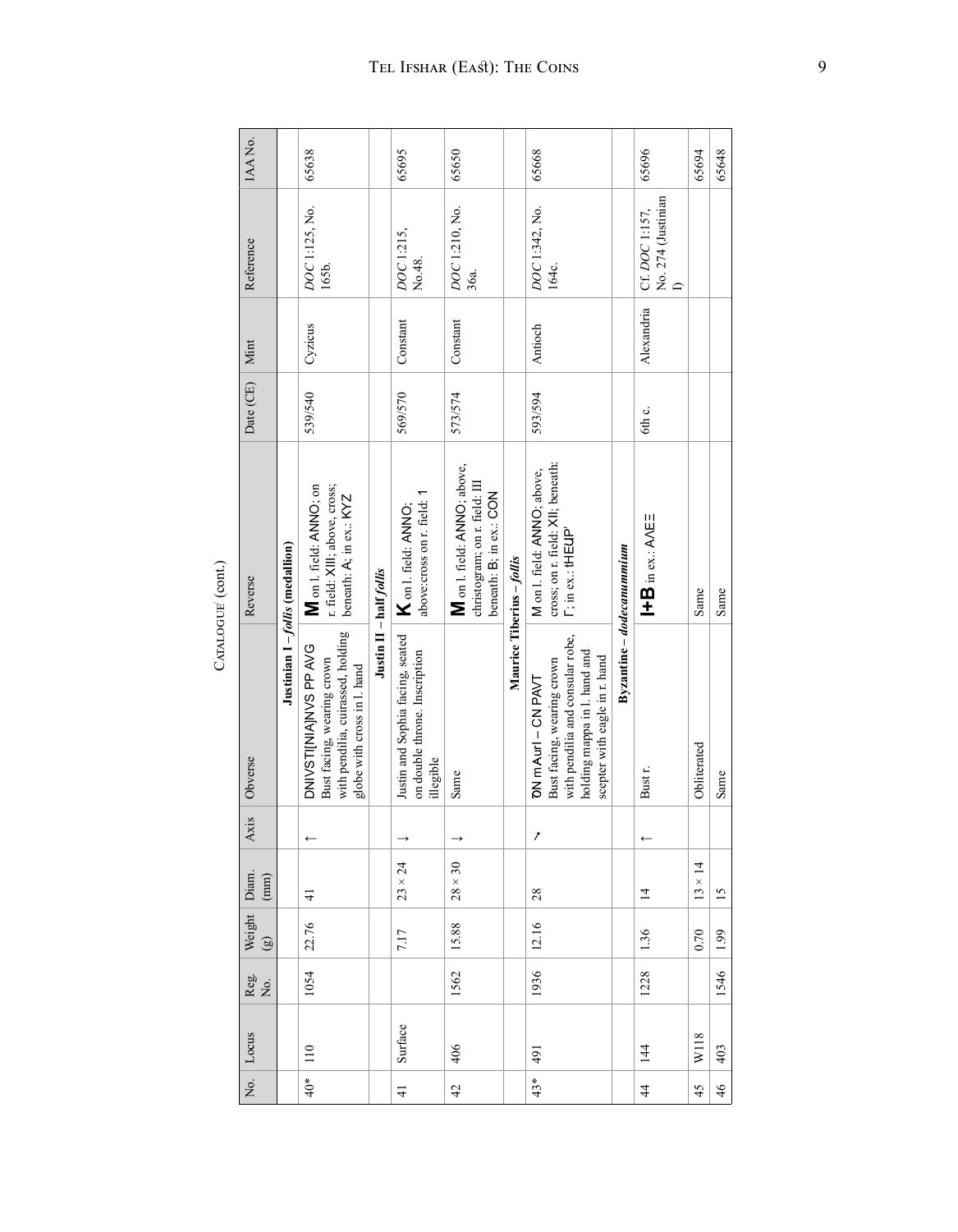## Catalogue (cont.)

| No. | Locus | Reg. No. | Weight (g) | Diam. (mm) | Axis | Obverse | Reverse | Date (CE) | Mint | Reference | IAA No. |
|---|---|---|---|---|---|---|---|---|---|---|---|
| | | | | | | **Justinian I – *follis* (medallion)** | | | | | |
| 40* | 110 | 1054 | 22.76 | 41 | ↑ | DNIVSTI[NIA]NVS PP AVG Bust facing, wearing crown with pendilia, cuirassed, holding globe with cross in l. hand | **M** on l. field: ANNO; on r. field: XIII; above, cross; beneath: A; in ex.: KYZ | 539/540 | Cyzicus | *DOC* 1:125, No. 165b. | 65638 |
| | | | | | | **Justin II – half *follis*** | | | | | |
| 41 | Surface | | 7.17 | 23 × 24 | ↓ | Justin and Sophia facing, seated on double throne. Inscription illegible | **K** on l. field: ANNO; above:cross on r. field: 1 | 569/570 | Constant | *DOC* 1:215, No.48. | 65695 |
| 42 | 406 | 1562 | 15.88 | 28 × 30 | ↓ | Same | **M** on l. field: ANNO; above, christogram; on r. field: III beneath: B; in ex.: CON | 573/574 | Constant | *DOC* 1:210, No. 36a. | 65650 |
| | | | | | | **Maurice Tiberius – *follis*** | | | | | |
| 43* | 491 | 1936 | 12.16 | 28 | ↗ | ЄN mAurI – CN PAVT Bust facing, wearing crown with pendilia and consular robe, holding mappa in l. hand and scepter with eagle in r. hand | M on l. field: ANNO: above, cross; on r. field: XII; beneath: Γ; in ex.: tHEUP' | 593/594 | Antioch | *DOC* 1:342, No. 164c. | 65668 |
| | | | | | | **Byzantine – *dodecanummium*** | | | | | |
| 44 | 144 | 1228 | 1.36 | 14 | ↑ | Bust r. | **I+B** in ex.: AΛEΞ | 6th c. | Alexandria | Cf. *DOC* 1:157, No. 274 (Justinian I) | 65696 |
| 45 | W118 | | 0.70 | 13 × 14 | | Obliterated | Same | | | | 65694 |
| 46 | 403 | 1546 | 1.99 | 15 | | Same | Same | | | | 65648 |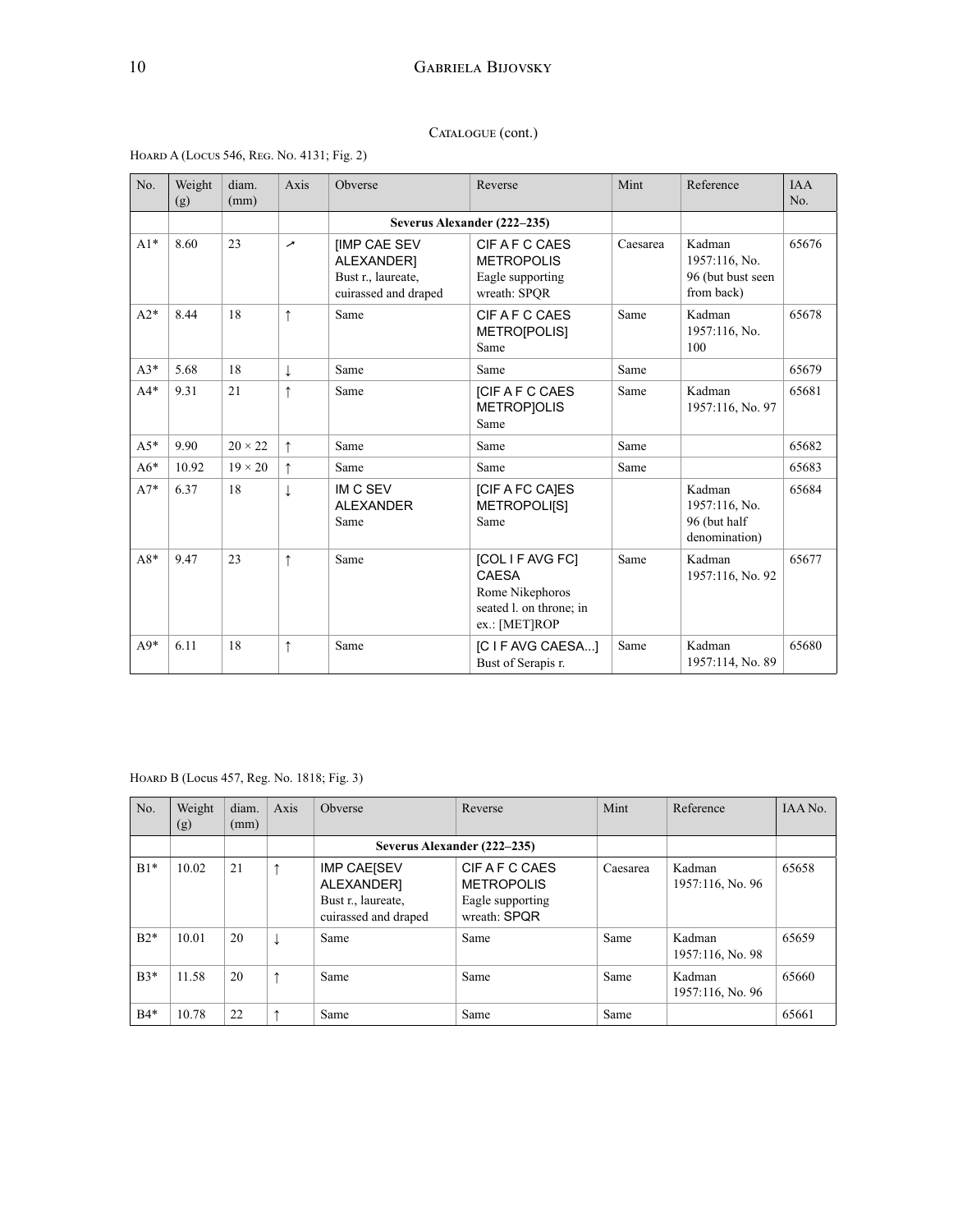Catalogue (cont.)

Hoard A (Locus 546, Reg. No. 4131; Fig. 2)

| No. | Weight (g) | diam. (mm) | Axis | Obverse | Reverse | Mint | Reference | IAA No. |
|---|---|---|---|---|---|---|---|---|
| | | | | Severus Alexander (222–235) | | | | |
| A1* | 8.60 | 23 | ↗ | [IMP CAE SEV ALEXANDER] Bust r., laureate, cuirassed and draped | CIF A F C CAES METROPOLIS Eagle supporting wreath: SPQR | Caesarea | Kadman 1957:116, No. 96 (but bust seen from back) | 65676 |
| A2* | 8.44 | 18 | ↑ | Same | CIF A F C CAES METRO[POLIS] Same | Same | Kadman 1957:116, No. 100 | 65678 |
| A3* | 5.68 | 18 | ↓ | Same | Same | Same | | 65679 |
| A4* | 9.31 | 21 | ↑ | Same | [CIF A F C CAES METROP]OLIS Same | Same | Kadman 1957:116, No. 97 | 65681 |
| A5* | 9.90 | 20 × 22 | ↑ | Same | Same | Same | | 65682 |
| A6* | 10.92 | 19 × 20 | ↑ | Same | Same | Same | | 65683 |
| A7* | 6.37 | 18 | ↓ | IM C SEV ALEXANDER Same | [CIF A FC CA]ES METROPOLI[S] Same | | Kadman 1957:116, No. 96 (but half denomination) | 65684 |
| A8* | 9.47 | 23 | ↑ | Same | [COL I F AVG FC] CAESA Rome Nikephoros seated l. on throne; in ex.: [MET]ROP | Same | Kadman 1957:116, No. 92 | 65677 |
| A9* | 6.11 | 18 | ↑ | Same | [C I F AVG CAESA...] Bust of Serapis r. | Same | Kadman 1957:114, No. 89 | 65680 |

Hoard B (Locus 457, Reg. No. 1818; Fig. 3)

| No. | Weight (g) | diam. (mm) | Axis | Obverse | Reverse | Mint | Reference | IAA No. |
|---|---|---|---|---|---|---|---|---|
| | | | | Severus Alexander (222–235) | | | | |
| B1* | 10.02 | 21 | ↑ | IMP CAE[SEV ALEXANDER] Bust r., laureate, cuirassed and draped | CIF A F C CAES METROPOLIS Eagle supporting wreath: SPQR | Caesarea | Kadman 1957:116, No. 96 | 65658 |
| B2* | 10.01 | 20 | ↓ | Same | Same | Same | Kadman 1957:116, No. 98 | 65659 |
| B3* | 11.58 | 20 | ↑ | Same | Same | Same | Kadman 1957:116, No. 96 | 65660 |
| B4* | 10.78 | 22 | ↑ | Same | Same | Same | | 65661 |